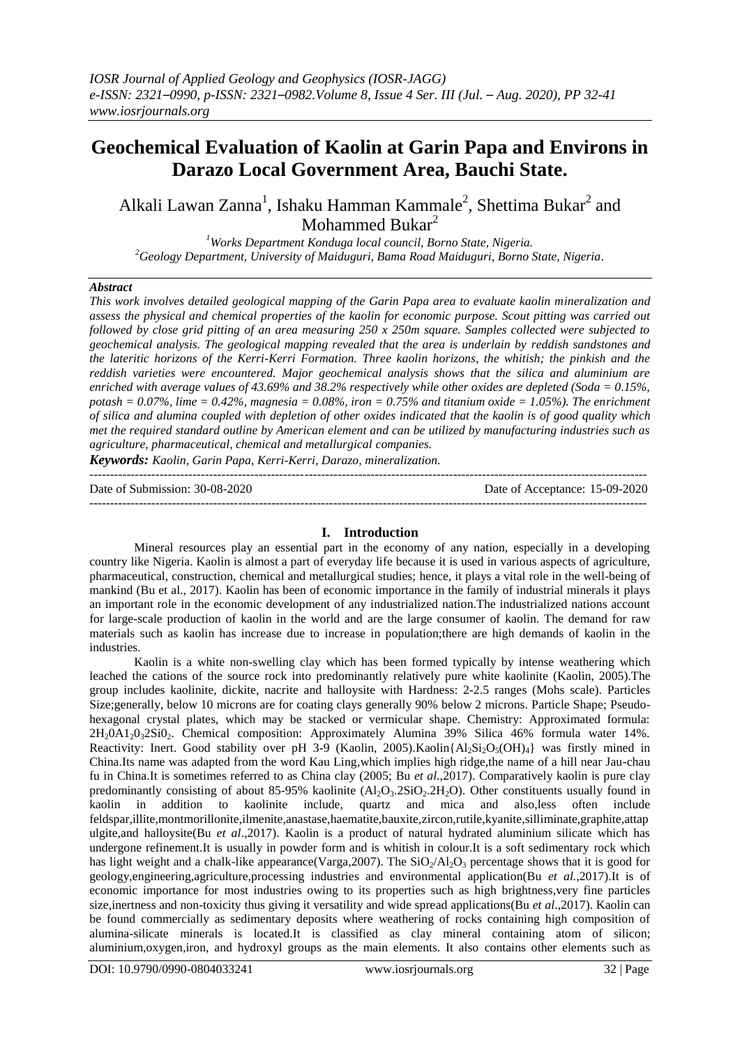# Geochemical Evaluation of Kaolin at Garin Papa and Environs in Darazo Local Government Area, Bauchi State.

Alkali Lawan Zanna[1], Ishaku Hamman Kammale[2], Shettima Bukar[2] and Mohammed Bukar[2]

*[1]Works Department Konduga local council, Borno State, Nigeria.*
*[2]Geology Department, University of Maiduguri, Bama Road Maiduguri, Borno State, Nigeria.*

### *Abstract*

*This work involves detailed geological mapping of the Garin Papa area to evaluate kaolin mineralization and assess the physical and chemical properties of the kaolin for economic purpose. Scout pitting was carried out followed by close grid pitting of an area measuring 250 x 250m square. Samples collected were subjected to geochemical analysis. The geological mapping revealed that the area is underlain by reddish sandstones and the lateritic horizons of the Kerri-Kerri Formation. Three kaolin horizons, the whitish; the pinkish and the reddish varieties were encountered. Major geochemical analysis shows that the silica and aluminium are enriched with average values of 43.69% and 38.2% respectively while other oxides are depleted (Soda = 0.15%, potash = 0.07%, lime = 0.42%, magnesia = 0.08%, iron = 0.75% and titanium oxide = 1.05%). The enrichment of silica and alumina coupled with depletion of other oxides indicated that the kaolin is of good quality which met the required standard outline by American element and can be utilized by manufacturing industries such as agriculture, pharmaceutical, chemical and metallurgical companies.*

***Keywords:** Kaolin, Garin Papa, Kerri-Kerri, Darazo, mineralization.*

---

Date of Submission: 30-08-2020 | Date of Acceptance: 15-09-2020

---

## I. Introduction

Mineral resources play an essential part in the economy of any nation, especially in a developing country like Nigeria. Kaolin is almost a part of everyday life because it is used in various aspects of agriculture, pharmaceutical, construction, chemical and metallurgical studies; hence, it plays a vital role in the well-being of mankind (Bu et al., 2017). Kaolin has been of economic importance in the family of industrial minerals it plays an important role in the economic development of any industrialized nation.The industrialized nations account for large-scale production of kaolin in the world and are the large consumer of kaolin. The demand for raw materials such as kaolin has increase due to increase in population;there are high demands of kaolin in the industries.

Kaolin is a white non-swelling clay which has been formed typically by intense weathering which leached the cations of the source rock into predominantly relatively pure white kaolinite (Kaolin, 2005).The group includes kaolinite, dickite, nacrite and halloysite with Hardness: 2-2.5 ranges (Mohs scale). Particles Size;generally, below 10 microns are for coating clays generally 90% below 2 microns. Particle Shape; Pseudo-hexagonal crystal plates, which may be stacked or vermicular shape. Chemistry: Approximated formula: $2H_20A1_20_32Si0_2$. Chemical composition: Approximately Alumina 39% Silica 46% formula water 14%. Reactivity: Inert. Good stability over pH 3-9 (Kaolin, 2005).Kaolin{$Al_2Si_2O_5(OH)_4$} was firstly mined in China.Its name was adapted from the word Kau Ling,which implies high ridge,the name of a hill near Jau-chau fu in China.It is sometimes referred to as China clay (2005; Bu *et al.*,2017). Comparatively kaolin is pure clay predominantly consisting of about 85-95% kaolinite ($Al_2O_3.2SiO_2.2H_2O$). Other constituents usually found in kaolin in addition to kaolinite include, quartz and mica and also,less often include feldspar,illite,montmorillonite,ilmenite,anastase,haematite,bauxite,zircon,rutile,kyanite,silliminate,graphite,attapulgite,and halloysite(Bu *et al*.,2017). Kaolin is a product of natural hydrated aluminium silicate which has undergone refinement.It is usually in powder form and is whitish in colour.It is a soft sedimentary rock which has light weight and a chalk-like appearance(Varga,2007). The $SiO_2/Al_2O_3$ percentage shows that it is good for geology,engineering,agriculture,processing industries and environmental application(Bu *et al.*,2017).It is of economic importance for most industries owing to its properties such as high brightness,very fine particles size,inertness and non-toxicity thus giving it versatility and wide spread applications(Bu *et al*.,2017). Kaolin can be found commercially as sedimentary deposits where weathering of rocks containing high composition of alumina-silicate minerals is located.It is classified as clay mineral containing atom of silicon; aluminium,oxygen,iron, and hydroxyl groups as the main elements. It also contains other elements such as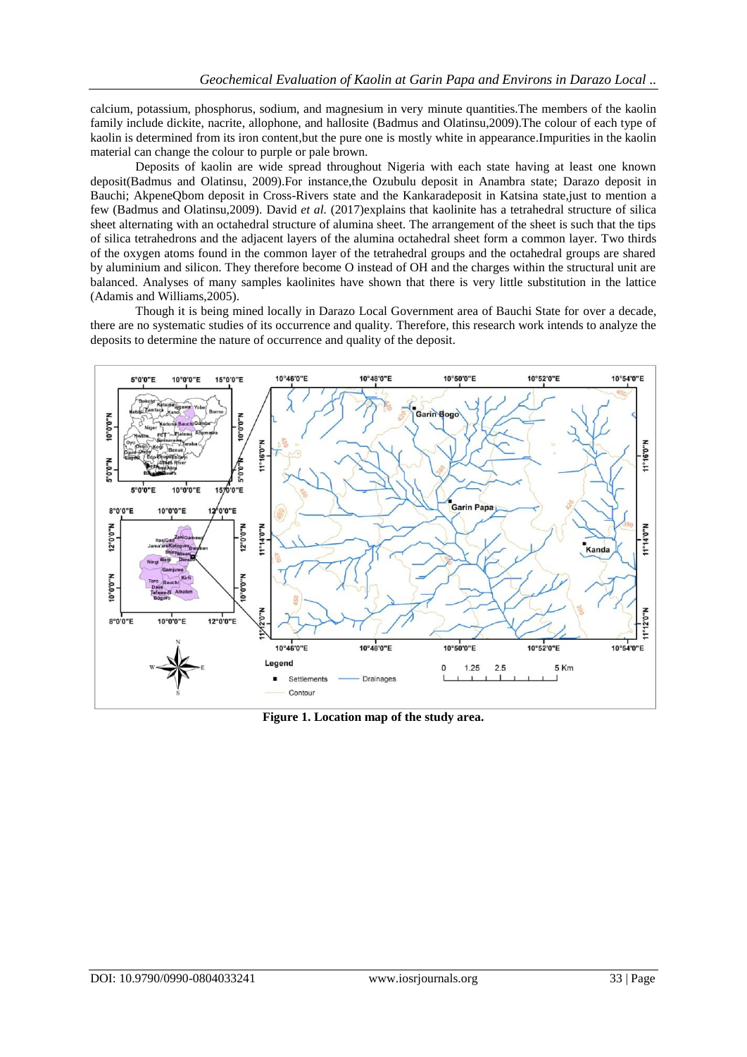calcium, potassium, phosphorus, sodium, and magnesium in very minute quantities.The members of the kaolin family include dickite, nacrite, allophone, and hallosite (Badmus and Olatinsu,2009).The colour of each type of kaolin is determined from its iron content,but the pure one is mostly white in appearance.Impurities in the kaolin material can change the colour to purple or pale brown.

Deposits of kaolin are wide spread throughout Nigeria with each state having at least one known deposit(Badmus and Olatinsu, 2009).For instance,the Ozubulu deposit in Anambra state; Darazo deposit in Bauchi; AkpeneQbom deposit in Cross-Rivers state and the Kankaradeposit in Katsina state,just to mention a few (Badmus and Olatinsu,2009). David *et al.* (2017)explains that kaolinite has a tetrahedral structure of silica sheet alternating with an octahedral structure of alumina sheet. The arrangement of the sheet is such that the tips of silica tetrahedrons and the adjacent layers of the alumina octahedral sheet form a common layer. Two thirds of the oxygen atoms found in the common layer of the tetrahedral groups and the octahedral groups are shared by aluminium and silicon. They therefore become O instead of OH and the charges within the structural unit are balanced. Analyses of many samples kaolinites have shown that there is very little substitution in the lattice (Adamis and Williams,2005).

Though it is being mined locally in Darazo Local Government area of Bauchi State for over a decade, there are no systematic studies of its occurrence and quality. Therefore, this research work intends to analyze the deposits to determine the nature of occurrence and quality of the deposit.

**Figure 1. Location map of the study area.**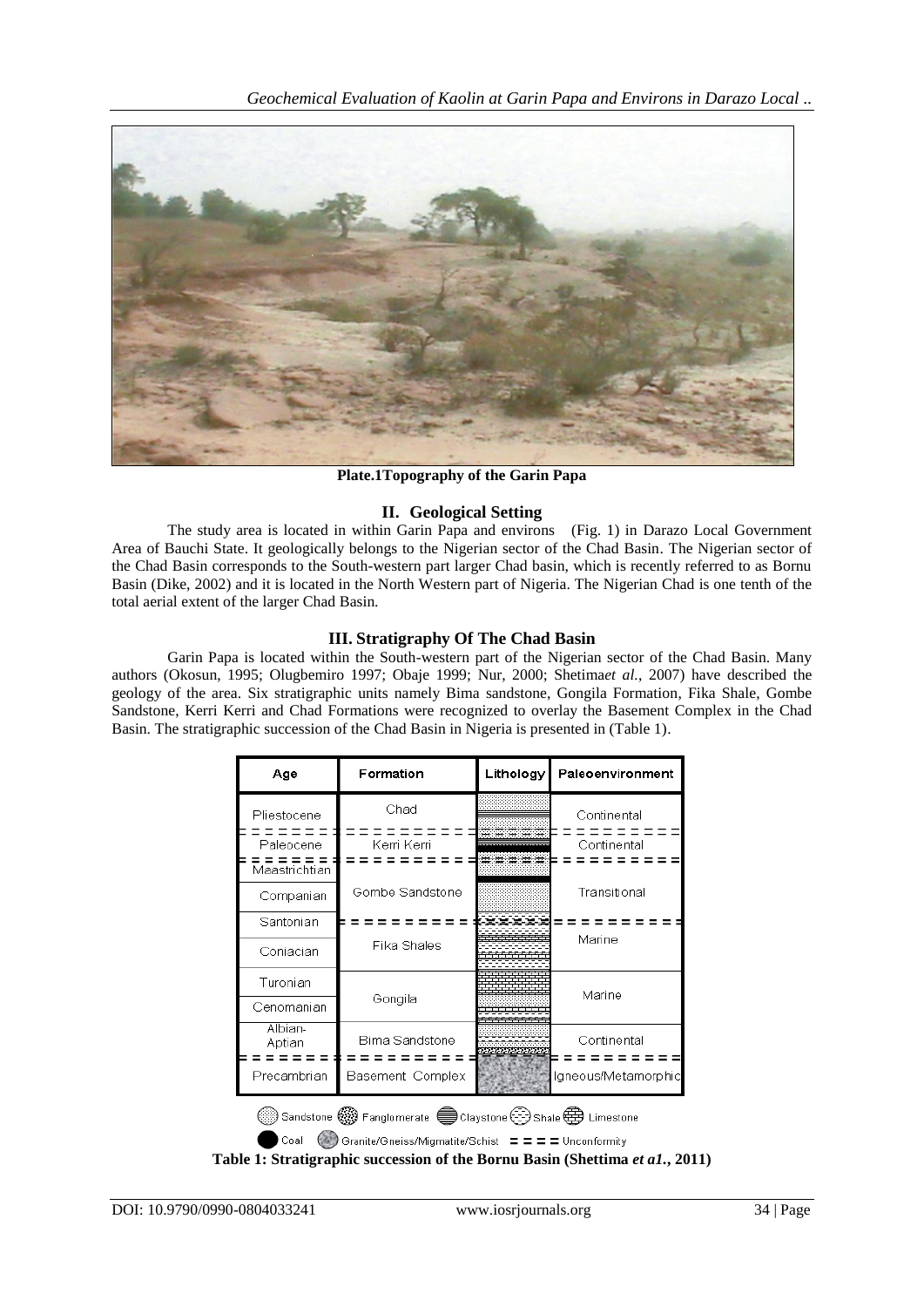**Plate.1Topography of the Garin Papa**

## II. Geological Setting

The study area is located in within Garin Papa and environs (Fig. 1) in Darazo Local Government Area of Bauchi State. It geologically belongs to the Nigerian sector of the Chad Basin. The Nigerian sector of the Chad Basin corresponds to the South-western part larger Chad basin, which is recently referred to as Bornu Basin (Dike, 2002) and it is located in the North Western part of Nigeria. The Nigerian Chad is one tenth of the total aerial extent of the larger Chad Basin.

## III. Stratigraphy Of The Chad Basin

Garin Papa is located within the South-western part of the Nigerian sector of the Chad Basin. Many authors (Okosun, 1995; Olugbemiro 1997; Obaje 1999; Nur, 2000; Shetima*et al.*, 2007) have described the geology of the area. Six stratigraphic units namely Bima sandstone, Gongila Formation, Fika Shale, Gombe Sandstone, Kerri Kerri and Chad Formations were recognized to overlay the Basement Complex in the Chad Basin. The stratigraphic succession of the Chad Basin in Nigeria is presented in (Table 1).

| Age | Formation | Lithology | Paleoenvironment |
|---|---|---|---|
| Pliestocene | Chad | | Continental |
| Paleocene | Kerri Kerri | | Continental |
| Maastrichtian | Gombe Sandstone | | Transitional |
| Companian | | | |
| Santonian | Fika Shales | | Marine |
| Coniacian | | | |
| Turonian | Gongila | | Marine |
| Cenomanian | | | |
| Albian-Aptian | Bima Sandstone | | Continental |
| Precambrian | Basement Complex | | Igneous/Metamorphic |

Sandstone, Fanglomerate, Claystone, Shale, Limestone, Coal, Granite/Gneiss/Migmatite/Schist, = = = = Unconformity

**Table 1: Stratigraphic succession of the Bornu Basin (Shettima *et a1.*, 2011)**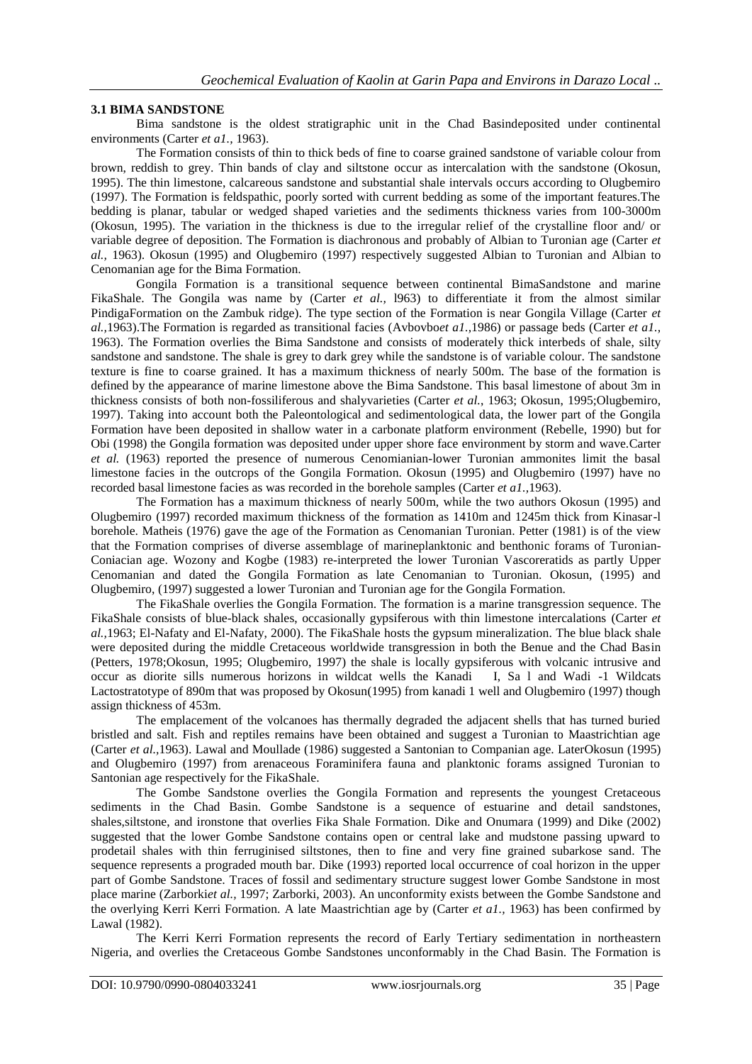### 3.1 BIMA SANDSTONE

Bima sandstone is the oldest stratigraphic unit in the Chad Basindeposited under continental environments (Carter *et a1.,* 1963).

The Formation consists of thin to thick beds of fine to coarse grained sandstone of variable colour from brown, reddish to grey. Thin bands of clay and siltstone occur as intercalation with the sandstone (Okosun, 1995). The thin limestone, calcareous sandstone and substantial shale intervals occurs according to Olugbemiro (1997). The Formation is feldspathic, poorly sorted with current bedding as some of the important features.The bedding is planar, tabular or wedged shaped varieties and the sediments thickness varies from 100-3000m (Okosun, 1995). The variation in the thickness is due to the irregular relief of the crystalline floor and/ or variable degree of deposition. The Formation is diachronous and probably of Albian to Turonian age (Carter *et al.,* 1963). Okosun (1995) and Olugbemiro (1997) respectively suggested Albian to Turonian and Albian to Cenomanian age for the Bima Formation.

Gongila Formation is a transitional sequence between continental BimaSandstone and marine FikaShale. The Gongila was name by (Carter *et al.,* l963) to differentiate it from the almost similar PindigaFormation on the Zambuk ridge). The type section of the Formation is near Gongila Village (Carter *et al.,*1963).The Formation is regarded as transitional facies (Avbovbo*et a1.,*1986) or passage beds (Carter *et a1.,* 1963). The Formation overlies the Bima Sandstone and consists of moderately thick interbeds of shale, silty sandstone and sandstone. The shale is grey to dark grey while the sandstone is of variable colour. The sandstone texture is fine to coarse grained. It has a maximum thickness of nearly 500m. The base of the formation is defined by the appearance of marine limestone above the Bima Sandstone. This basal limestone of about 3m in thickness consists of both non-fossiliferous and shalyvarieties (Carter *et al.*, 1963; Okosun, 1995;Olugbemiro, 1997). Taking into account both the Paleontological and sedimentological data, the lower part of the Gongila Formation have been deposited in shallow water in a carbonate platform environment (Rebelle, 1990) but for Obi (1998) the Gongila formation was deposited under upper shore face environment by storm and wave.Carter *et al.* (1963) reported the presence of numerous Cenomianian-lower Turonian ammonites limit the basal limestone facies in the outcrops of the Gongila Formation. Okosun (1995) and Olugbemiro (1997) have no recorded basal limestone facies as was recorded in the borehole samples (Carter *et a1.*,1963).

The Formation has a maximum thickness of nearly 500m, while the two authors Okosun (1995) and Olugbemiro (1997) recorded maximum thickness of the formation as 1410m and 1245m thick from Kinasar-l borehole. Matheis (1976) gave the age of the Formation as Cenomanian Turonian. Petter (1981) is of the view that the Formation comprises of diverse assemblage of marineplanktonic and benthonic forams of Turonian-Coniacian age. Wozony and Kogbe (1983) re-interpreted the lower Turonian Vascoreratids as partly Upper Cenomanian and dated the Gongila Formation as late Cenomanian to Turonian. Okosun, (1995) and Olugbemiro, (1997) suggested a lower Turonian and Turonian age for the Gongila Formation.

The FikaShale overlies the Gongila Formation. The formation is a marine transgression sequence. The FikaShale consists of blue-black shales, occasionally gypsiferous with thin limestone intercalations (Carter *et al.,*1963; El-Nafaty and El-Nafaty, 2000). The FikaShale hosts the gypsum mineralization. The blue black shale were deposited during the middle Cretaceous worldwide transgression in both the Benue and the Chad Basin (Petters, 1978;Okosun, 1995; Olugbemiro, 1997) the shale is locally gypsiferous with volcanic intrusive and occur as diorite sills numerous horizons in wildcat wells the Kanadi I, Sa l and Wadi -1 Wildcats Lactostratotype of 890m that was proposed by Okosun(1995) from kanadi 1 well and Olugbemiro (1997) though assign thickness of 453m.

The emplacement of the volcanoes has thermally degraded the adjacent shells that has turned buried bristled and salt. Fish and reptiles remains have been obtained and suggest a Turonian to Maastrichtian age (Carter *et al.*,1963). Lawal and Moullade (1986) suggested a Santonian to Companian age. LaterOkosun (1995) and Olugbemiro (1997) from arenaceous Foraminifera fauna and planktonic forams assigned Turonian to Santonian age respectively for the FikaShale.

The Gombe Sandstone overlies the Gongila Formation and represents the youngest Cretaceous sediments in the Chad Basin. Gombe Sandstone is a sequence of estuarine and detail sandstones, shales,siltstone, and ironstone that overlies Fika Shale Formation. Dike and Onumara (1999) and Dike (2002) suggested that the lower Gombe Sandstone contains open or central lake and mudstone passing upward to prodetail shales with thin ferruginised siltstones, then to fine and very fine grained subarkose sand. The sequence represents a prograded mouth bar. Dike (1993) reported local occurrence of coal horizon in the upper part of Gombe Sandstone. Traces of fossil and sedimentary structure suggest lower Gombe Sandstone in most place marine (Zarborki*et al.*, 1997; Zarborki, 2003). An unconformity exists between the Gombe Sandstone and the overlying Kerri Kerri Formation. A late Maastrichtian age by (Carter *et a1.*, 1963) has been confirmed by Lawal (1982).

The Kerri Kerri Formation represents the record of Early Tertiary sedimentation in northeastern Nigeria, and overlies the Cretaceous Gombe Sandstones unconformably in the Chad Basin. The Formation is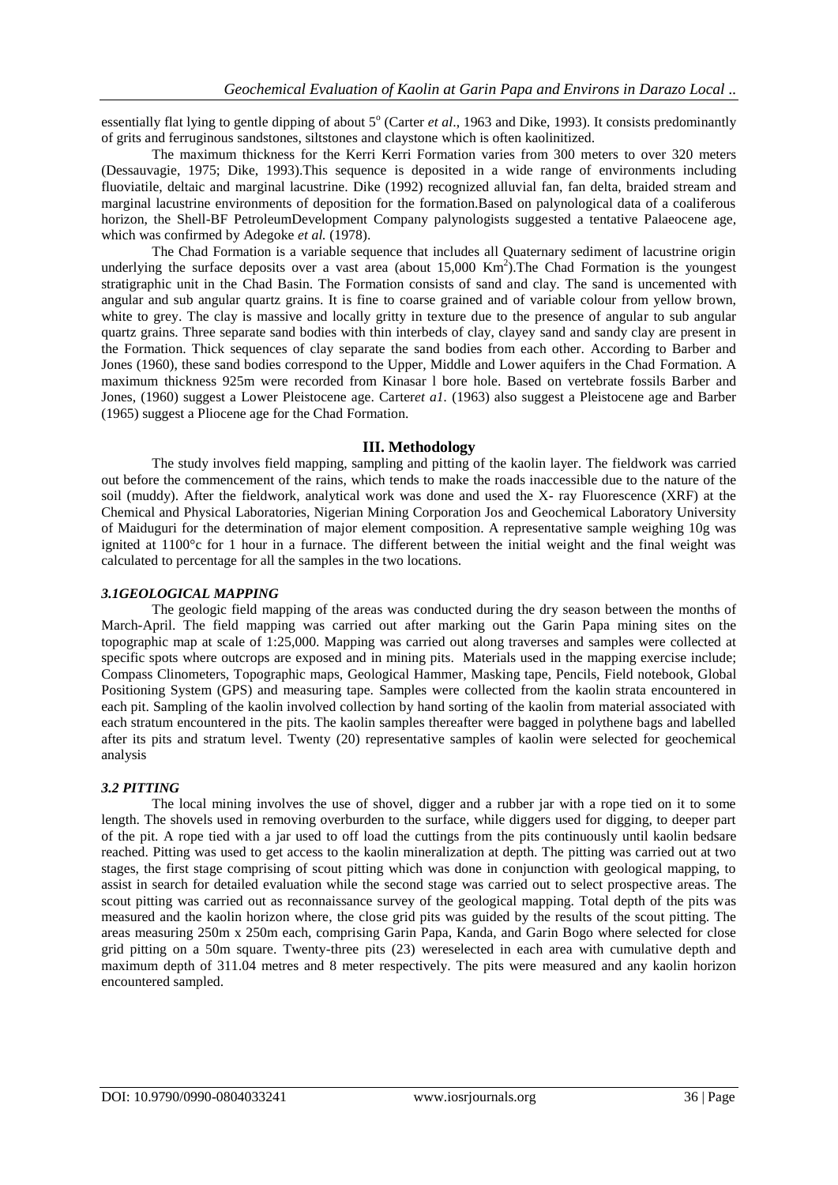essentially flat lying to gentle dipping of about 5° (Carter *et al*., 1963 and Dike, 1993). It consists predominantly of grits and ferruginous sandstones, siltstones and claystone which is often kaolinitized.

The maximum thickness for the Kerri Kerri Formation varies from 300 meters to over 320 meters (Dessauvagie, 1975; Dike, 1993).This sequence is deposited in a wide range of environments including fluoviatile, deltaic and marginal lacustrine. Dike (1992) recognized alluvial fan, fan delta, braided stream and marginal lacustrine environments of deposition for the formation.Based on palynological data of a coaliferous horizon, the Shell-BF PetroleumDevelopment Company palynologists suggested a tentative Palaeocene age, which was confirmed by Adegoke *et al.* (1978).

The Chad Formation is a variable sequence that includes all Quaternary sediment of lacustrine origin underlying the surface deposits over a vast area (about 15,000 Km$^2$).The Chad Formation is the youngest stratigraphic unit in the Chad Basin. The Formation consists of sand and clay. The sand is uncemented with angular and sub angular quartz grains. It is fine to coarse grained and of variable colour from yellow brown, white to grey. The clay is massive and locally gritty in texture due to the presence of angular to sub angular quartz grains. Three separate sand bodies with thin interbeds of clay, clayey sand and sandy clay are present in the Formation. Thick sequences of clay separate the sand bodies from each other. According to Barber and Jones (1960), these sand bodies correspond to the Upper, Middle and Lower aquifers in the Chad Formation. A maximum thickness 925m were recorded from Kinasar l bore hole. Based on vertebrate fossils Barber and Jones, (1960) suggest a Lower Pleistocene age. Carter*et a1.* (1963) also suggest a Pleistocene age and Barber (1965) suggest a Pliocene age for the Chad Formation.

## III. Methodology

The study involves field mapping, sampling and pitting of the kaolin layer. The fieldwork was carried out before the commencement of the rains, which tends to make the roads inaccessible due to the nature of the soil (muddy). After the fieldwork, analytical work was done and used the X- ray Fluorescence (XRF) at the Chemical and Physical Laboratories, Nigerian Mining Corporation Jos and Geochemical Laboratory University of Maiduguri for the determination of major element composition. A representative sample weighing 10g was ignited at 1100°c for 1 hour in a furnace. The different between the initial weight and the final weight was calculated to percentage for all the samples in the two locations.

### *3.1GEOLOGICAL MAPPING*

The geologic field mapping of the areas was conducted during the dry season between the months of March-April. The field mapping was carried out after marking out the Garin Papa mining sites on the topographic map at scale of 1:25,000. Mapping was carried out along traverses and samples were collected at specific spots where outcrops are exposed and in mining pits. Materials used in the mapping exercise include; Compass Clinometers, Topographic maps, Geological Hammer, Masking tape, Pencils, Field notebook, Global Positioning System (GPS) and measuring tape. Samples were collected from the kaolin strata encountered in each pit. Sampling of the kaolin involved collection by hand sorting of the kaolin from material associated with each stratum encountered in the pits. The kaolin samples thereafter were bagged in polythene bags and labelled after its pits and stratum level. Twenty (20) representative samples of kaolin were selected for geochemical analysis

### *3.2 PITTING*

The local mining involves the use of shovel, digger and a rubber jar with a rope tied on it to some length. The shovels used in removing overburden to the surface, while diggers used for digging, to deeper part of the pit. A rope tied with a jar used to off load the cuttings from the pits continuously until kaolin bedsare reached. Pitting was used to get access to the kaolin mineralization at depth. The pitting was carried out at two stages, the first stage comprising of scout pitting which was done in conjunction with geological mapping, to assist in search for detailed evaluation while the second stage was carried out to select prospective areas. The scout pitting was carried out as reconnaissance survey of the geological mapping. Total depth of the pits was measured and the kaolin horizon where, the close grid pits was guided by the results of the scout pitting. The areas measuring 250m x 250m each, comprising Garin Papa, Kanda, and Garin Bogo where selected for close grid pitting on a 50m square. Twenty-three pits (23) wereselected in each area with cumulative depth and maximum depth of 311.04 metres and 8 meter respectively. The pits were measured and any kaolin horizon encountered sampled.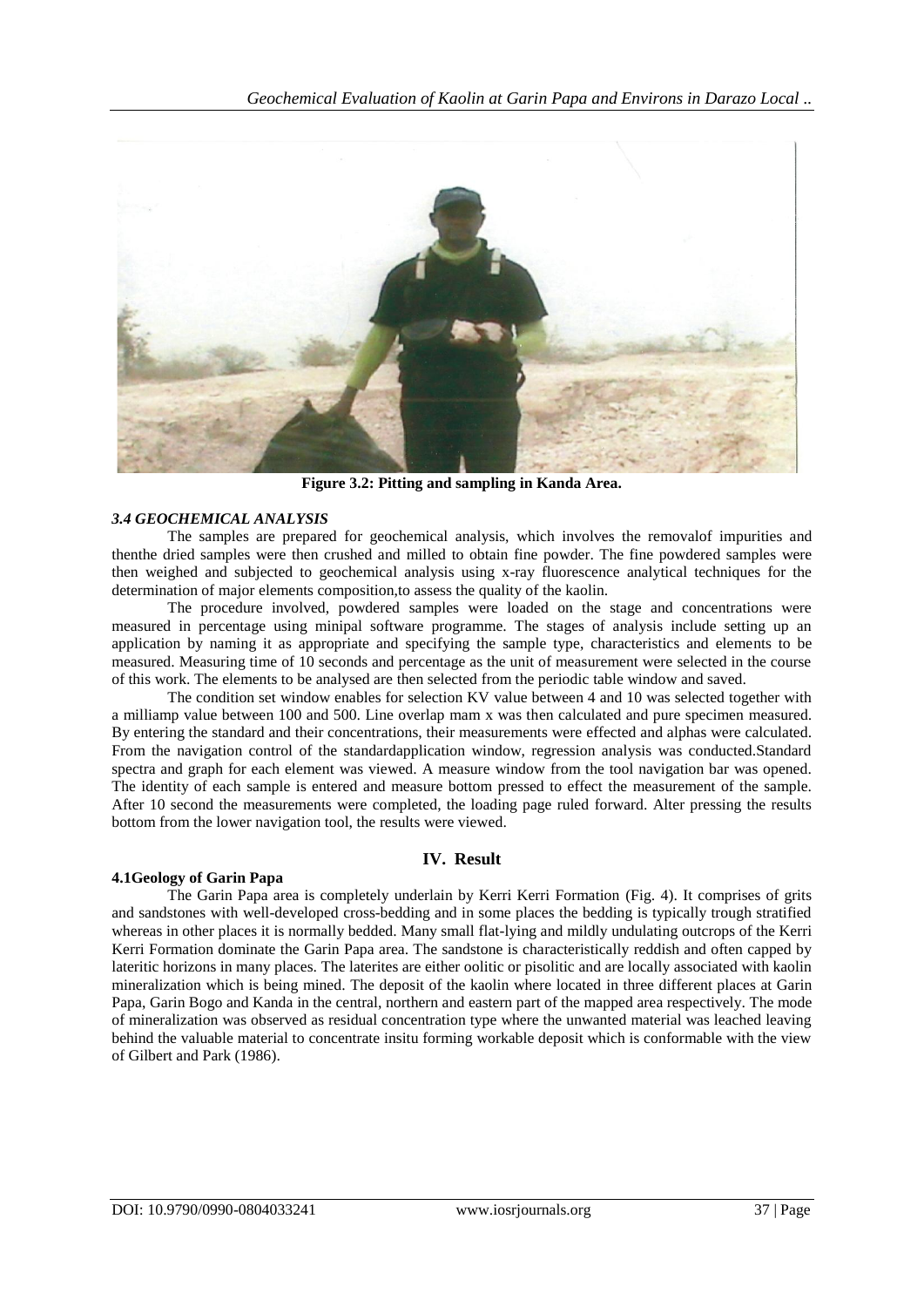**Figure 3.2: Pitting and sampling in Kanda Area.**

### *3.4 GEOCHEMICAL ANALYSIS*

The samples are prepared for geochemical analysis, which involves the removalof impurities and thenthe dried samples were then crushed and milled to obtain fine powder. The fine powdered samples were then weighed and subjected to geochemical analysis using x-ray fluorescence analytical techniques for the determination of major elements composition,to assess the quality of the kaolin.

The procedure involved, powdered samples were loaded on the stage and concentrations were measured in percentage using minipal software programme. The stages of analysis include setting up an application by naming it as appropriate and specifying the sample type, characteristics and elements to be measured. Measuring time of 10 seconds and percentage as the unit of measurement were selected in the course of this work. The elements to be analysed are then selected from the periodic table window and saved.

The condition set window enables for selection KV value between 4 and 10 was selected together with a milliamp value between 100 and 500. Line overlap mam x was then calculated and pure specimen measured. By entering the standard and their concentrations, their measurements were effected and alphas were calculated. From the navigation control of the standardapplication window, regression analysis was conducted.Standard spectra and graph for each element was viewed. A measure window from the tool navigation bar was opened. The identity of each sample is entered and measure bottom pressed to effect the measurement of the sample. After 10 second the measurements were completed, the loading page ruled forward. Alter pressing the results bottom from the lower navigation tool, the results were viewed.

## IV. Result

### 4.1Geology of Garin Papa

The Garin Papa area is completely underlain by Kerri Kerri Formation (Fig. 4). It comprises of grits and sandstones with well-developed cross-bedding and in some places the bedding is typically trough stratified whereas in other places it is normally bedded. Many small flat-lying and mildly undulating outcrops of the Kerri Kerri Formation dominate the Garin Papa area. The sandstone is characteristically reddish and often capped by lateritic horizons in many places. The laterites are either oolitic or pisolitic and are locally associated with kaolin mineralization which is being mined. The deposit of the kaolin where located in three different places at Garin Papa, Garin Bogo and Kanda in the central, northern and eastern part of the mapped area respectively. The mode of mineralization was observed as residual concentration type where the unwanted material was leached leaving behind the valuable material to concentrate insitu forming workable deposit which is conformable with the view of Gilbert and Park (1986).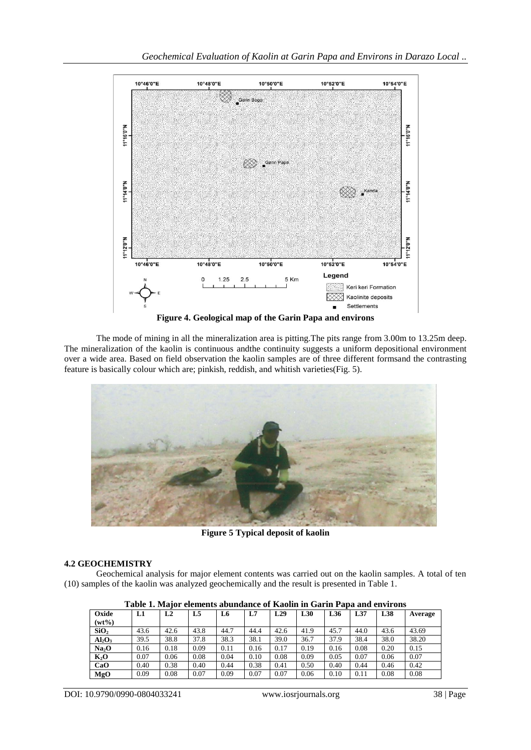**Figure 4. Geological map of the Garin Papa and environs**

The mode of mining in all the mineralization area is pitting.The pits range from 3.00m to 13.25m deep. The mineralization of the kaolin is continuous andthe continuity suggests a uniform depositional environment over a wide area. Based on field observation the kaolin samples are of three different formsand the contrasting feature is basically colour which are; pinkish, reddish, and whitish varieties(Fig. 5).

**Figure 5 Typical deposit of kaolin**

### 4.2 GEOCHEMISTRY

Geochemical analysis for major element contents was carried out on the kaolin samples. A total of ten (10) samples of the kaolin was analyzed geochemically and the result is presented in Table 1.

**Table 1. Major elements abundance of Kaolin in Garin Papa and environs**

| Oxide (wt%) | L1 | L2 | L5 | L6 | L7 | L29 | L30 | L36 | L37 | L38 | Average |
|---|---|---|---|---|---|---|---|---|---|---|---|
| $SiO_2$ | 43.6 | 42.6 | 43.8 | 44.7 | 44.4 | 42.6 | 41.9 | 45.7 | 44.0 | 43.6 | 43.69 |
| $Al_2O_3$ | 39.5 | 38.8 | 37.8 | 38.3 | 38.1 | 39.0 | 36.7 | 37.9 | 38.4 | 38.0 | 38.20 |
| $Na_2O$ | 0.16 | 0.18 | 0.09 | 0.11 | 0.16 | 0.17 | 0.19 | 0.16 | 0.08 | 0.20 | 0.15 |
| $K_2O$ | 0.07 | 0.06 | 0.08 | 0.04 | 0.10 | 0.08 | 0.09 | 0.05 | 0.07 | 0.06 | 0.07 |
| CaO | 0.40 | 0.38 | 0.40 | 0.44 | 0.38 | 0.41 | 0.50 | 0.40 | 0.44 | 0.46 | 0.42 |
| MgO | 0.09 | 0.08 | 0.07 | 0.09 | 0.07 | 0.07 | 0.06 | 0.10 | 0.11 | 0.08 | 0.08 |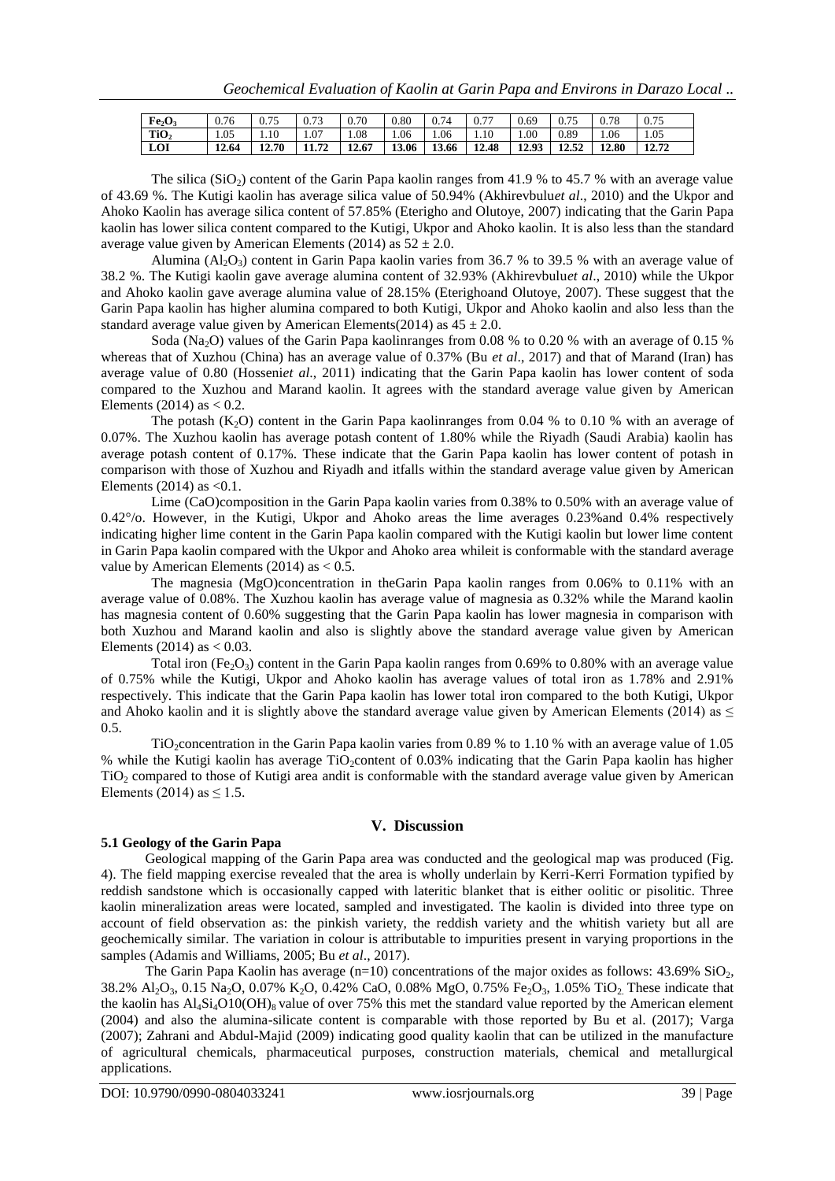| $Fe_2O_3$ | 0.76 | 0.75 | 0.73 | 0.70 | 0.80 | 0.74 | 0.77 | 0.69 | 0.75 | 0.78 | 0.75 |
|---|---|---|---|---|---|---|---|---|---|---|---|
| $TiO_2$ | 1.05 | 1.10 | 1.07 | 1.08 | 1.06 | 1.06 | 1.10 | 1.00 | 0.89 | 1.06 | 1.05 |
| **LOI** | **12.64** | **12.70** | **11.72** | **12.67** | **13.06** | **13.66** | **12.48** | **12.93** | **12.52** | **12.80** | **12.72** |

The silica ($SiO_2$) content of the Garin Papa kaolin ranges from 41.9 % to 45.7 % with an average value of 43.69 %. The Kutigi kaolin has average silica value of 50.94% (Akhirevbulu*et al*., 2010) and the Ukpor and Ahoko Kaolin has average silica content of 57.85% (Eterigho and Olutoye, 2007) indicating that the Garin Papa kaolin has lower silica content compared to the Kutigi, Ukpor and Ahoko kaolin. It is also less than the standard average value given by American Elements (2014) as $52 \pm 2.0$.

Alumina ($Al_2O_3$) content in Garin Papa kaolin varies from 36.7 % to 39.5 % with an average value of 38.2 %. The Kutigi kaolin gave average alumina content of 32.93% (Akhirevbulu*et al*., 2010) while the Ukpor and Ahoko kaolin gave average alumina value of 28.15% (Eterighoand Olutoye, 2007). These suggest that the Garin Papa kaolin has higher alumina compared to both Kutigi, Ukpor and Ahoko kaolin and also less than the standard average value given by American Elements(2014) as $45 \pm 2.0$.

Soda ($Na_2O$) values of the Garin Papa kaolinranges from 0.08 % to 0.20 % with an average of 0.15 % whereas that of Xuzhou (China) has an average value of 0.37% (Bu *et al*., 2017) and that of Marand (Iran) has average value of 0.80 (Hosseni*et al*., 2011) indicating that the Garin Papa kaolin has lower content of soda compared to the Xuzhou and Marand kaolin. It agrees with the standard average value given by American Elements (2014) as $< 0.2$.

The potash ($K_2O$) content in the Garin Papa kaolinranges from 0.04 % to 0.10 % with an average of 0.07%. The Xuzhou kaolin has average potash content of 1.80% while the Riyadh (Saudi Arabia) kaolin has average potash content of 0.17%. These indicate that the Garin Papa kaolin has lower content of potash in comparison with those of Xuzhou and Riyadh and itfalls within the standard average value given by American Elements (2014) as $<0.1$.

Lime (CaO)composition in the Garin Papa kaolin varies from 0.38% to 0.50% with an average value of 0.42°/o. However, in the Kutigi, Ukpor and Ahoko areas the lime averages 0.23%and 0.4% respectively indicating higher lime content in the Garin Papa kaolin compared with the Kutigi kaolin but lower lime content in Garin Papa kaolin compared with the Ukpor and Ahoko area whileit is conformable with the standard average value by American Elements (2014) as $< 0.5$.

The magnesia (MgO)concentration in theGarin Papa kaolin ranges from 0.06% to 0.11% with an average value of 0.08%. The Xuzhou kaolin has average value of magnesia as 0.32% while the Marand kaolin has magnesia content of 0.60% suggesting that the Garin Papa kaolin has lower magnesia in comparison with both Xuzhou and Marand kaolin and also is slightly above the standard average value given by American Elements (2014) as $< 0.03$.

Total iron ($Fe_2O_3$) content in the Garin Papa kaolin ranges from 0.69% to 0.80% with an average value of 0.75% while the Kutigi, Ukpor and Ahoko kaolin has average values of total iron as 1.78% and 2.91% respectively. This indicate that the Garin Papa kaolin has lower total iron compared to the both Kutigi, Ukpor and Ahoko kaolin and it is slightly above the standard average value given by American Elements (2014) as $\leq 0.5$.

$TiO_2$concentration in the Garin Papa kaolin varies from 0.89 % to 1.10 % with an average value of 1.05 % while the Kutigi kaolin has average $TiO_2$content of 0.03% indicating that the Garin Papa kaolin has higher $TiO_2$ compared to those of Kutigi area andit is conformable with the standard average value given by American Elements (2014) as $\leq 1.5$.

## V. Discussion

### 5.1 Geology of the Garin Papa

Geological mapping of the Garin Papa area was conducted and the geological map was produced (Fig. 4). The field mapping exercise revealed that the area is wholly underlain by Kerri-Kerri Formation typified by reddish sandstone which is occasionally capped with lateritic blanket that is either oolitic or pisolitic. Three kaolin mineralization areas were located, sampled and investigated. The kaolin is divided into three type on account of field observation as: the pinkish variety, the reddish variety and the whitish variety but all are geochemically similar. The variation in colour is attributable to impurities present in varying proportions in the samples (Adamis and Williams, 2005; Bu *et al*., 2017).

The Garin Papa Kaolin has average (n=10) concentrations of the major oxides as follows: 43.69% $SiO_2$, 38.2% $Al_2O_3$, 0.15 $Na_2O$, 0.07% $K_2O$, 0.42% CaO, 0.08% MgO, 0.75% $Fe_2O_3$, 1.05% $TiO_2$. These indicate that the kaolin has $Al_4Si_4O10(OH)_8$ value of over 75% this met the standard value reported by the American element (2004) and also the alumina-silicate content is comparable with those reported by Bu et al. (2017); Varga (2007); Zahrani and Abdul-Majid (2009) indicating good quality kaolin that can be utilized in the manufacture of agricultural chemicals, pharmaceutical purposes, construction materials, chemical and metallurgical applications.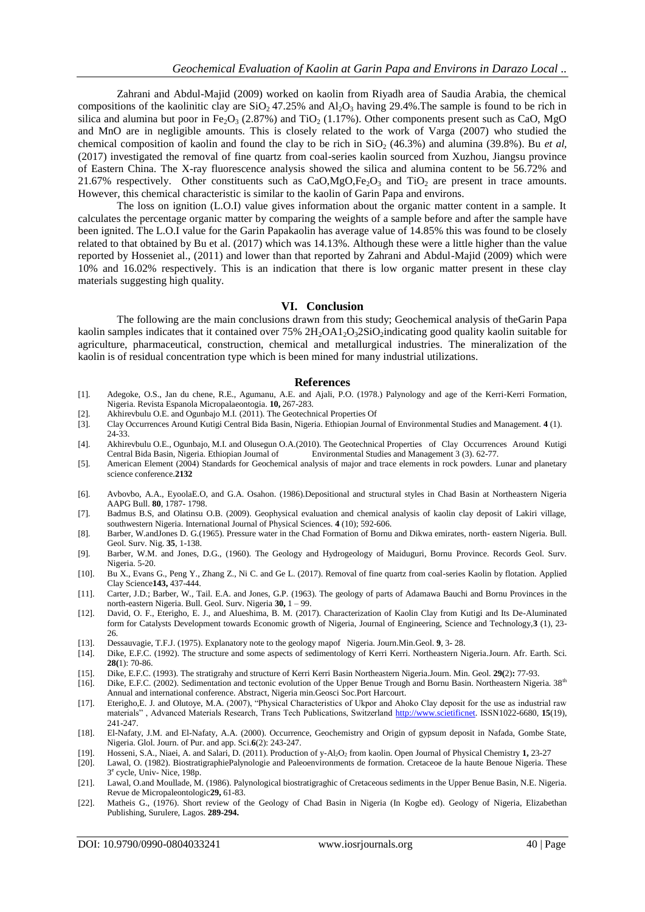Zahrani and Abdul-Majid (2009) worked on kaolin from Riyadh area of Saudia Arabia, the chemical compositions of the kaolinitic clay are $SiO_2$ 47.25% and $Al_2O_3$ having 29.4%.The sample is found to be rich in silica and alumina but poor in $Fe_2O_3$ (2.87%) and $TiO_2$ (1.17%). Other components present such as CaO, MgO and MnO are in negligible amounts. This is closely related to the work of Varga (2007) who studied the chemical composition of kaolin and found the clay to be rich in $SiO_2$ (46.3%) and alumina (39.8%). Bu *et al*, (2017) investigated the removal of fine quartz from coal-series kaolin sourced from Xuzhou, Jiangsu province of Eastern China. The X-ray fluorescence analysis showed the silica and alumina content to be 56.72% and 21.67% respectively. Other constituents such as CaO,MgO,$Fe_2O_3$ and $TiO_2$ are present in trace amounts. However, this chemical characteristic is similar to the kaolin of Garin Papa and environs.

The loss on ignition (L.O.I) value gives information about the organic matter content in a sample. It calculates the percentage organic matter by comparing the weights of a sample before and after the sample have been ignited. The L.O.I value for the Garin Papakaolin has average value of 14.85% this was found to be closely related to that obtained by Bu et al. (2017) which was 14.13%. Although these were a little higher than the value reported by Hosseniet al., (2011) and lower than that reported by Zahrani and Abdul-Majid (2009) which were 10% and 16.02% respectively. This is an indication that there is low organic matter present in these clay materials suggesting high quality.

## VI. Conclusion

The following are the main conclusions drawn from this study; Geochemical analysis of theGarin Papa kaolin samples indicates that it contained over 75% $2H_2OA1_2O_32SiO_2$indicating good quality kaolin suitable for agriculture, pharmaceutical, construction, chemical and metallurgical industries. The mineralization of the kaolin is of residual concentration type which is been mined for many industrial utilizations.

## References

[1]. Adegoke, O.S., Jan du chene, R.E., Agumanu, A.E. and Ajali, P.O. (1978.) Palynology and age of the Kerri-Kerri Formation, Nigeria. Revista Espanola Micropalaeontogia. **10,** 267-283.

[2]. Akhirevbulu O.E. and Ogunbajo M.I. (2011). The Geotechnical Properties Of

[3]. Clay Occurrences Around Kutigi Central Bida Basin, Nigeria. Ethiopian Journal of Environmental Studies and Management. **4** (1). 24-33.

[4]. Akhirevbulu O.E., Ogunbajo, M.I. and Olusegun O.A.(2010). The Geotechnical Properties of Clay Occurrences Around Kutigi Central Bida Basin, Nigeria. Ethiopian Journal of Environmental Studies and Management 3 (3). 62-77.

[5]. American Element (2004) Standards for Geochemical analysis of major and trace elements in rock powders. Lunar and planetary science conference.**2132**

[6]. Avbovbo, A.A., EyoolaE.O, and G.A. Osahon. (1986).Depositional and structural styles in Chad Basin at Northeastern Nigeria AAPG Bull. **80**, 1787- 1798.

[7]. Badmus B.S, and Olatinsu O.B. (2009). Geophysical evaluation and chemical analysis of kaolin clay deposit of Lakiri village, southwestern Nigeria. International Journal of Physical Sciences. **4** (10); 592-606.

[8]. Barber, W.andJones D. G.(1965). Pressure water in the Chad Formation of Bornu and Dikwa emirates, north- eastern Nigeria. Bull. Geol. Surv. Nig. **35**, 1-138.

[9]. Barber, W.M. and Jones, D.G., (1960). The Geology and Hydrogeology of Maiduguri, Bornu Province. Records Geol. Surv. Nigeria. 5-20.

[10]. Bu X., Evans G., Peng Y., Zhang Z., Ni C. and Ge L. (2017). Removal of fine quartz from coal-series Kaolin by flotation. Applied Clay Science**143,** 437-444.

[11]. Carter, J.D.; Barber, W., Tail. E.A. and Jones, G.P. (1963). The geology of parts of Adamawa Bauchi and Bornu Provinces in the north-eastern Nigeria. Bull. Geol. Surv. Nigeria **30,** 1 – 99.

[12]. David, O. F., Eterigho, E. J., and Alueshima, B. M. (2017). Characterization of Kaolin Clay from Kutigi and Its De-Aluminated form for Catalysts Development towards Economic growth of Nigeria, Journal of Engineering, Science and Technology,**3** (1), 23-26.

[13]. Dessauvagie, T.F.J. (1975). Explanatory note to the geology mapof Nigeria. Journ.Min.Geol. **9**, 3- 28.

[14]. Dike, E.F.C. (1992). The structure and some aspects of sedimentology of Kerri Kerri. Northeastern Nigeria.Journ. Afr. Earth. Sci. **28(**1): 70-86.

[15]. Dike, E.F.C. (1993). The stratigrahy and structure of Kerri Kerri Basin Northeastern Nigeria.Journ. Min. Geol. **29(**2)**:** 77-93.

[16]. Dike, E.F.C. (2002). Sedimentation and tectonic evolution of the Upper Benue Trough and Bornu Basin. Northeastern Nigeria. 38th Annual and international conference. Abstract, Nigeria min.Geosci Soc.Port Harcourt.

[17]. Eterigho,E. J. and Olutoye, M.A. (2007), "Physical Characteristics of Ukpor and Ahoko Clay deposit for the use as industrial raw materials" , Advanced Materials Research, Trans Tech Publications, Switzerland http://www.scietificnet. ISSN1022-6680, **15**(19), 241-247.

[18]. El-Nafaty, J.M. and El-Nafaty, A.A. (2000). Occurrence, Geochemistry and Origin of gypsum deposit in Nafada, Gombe State, Nigeria. Glol. Journ. of Pur. and app. Sci.**6**(2): 243-247.

[19]. Hosseni, S.A., Niaei, A. and Salari, D. (2011). Production of y-$Al_2O_3$ from kaolin. Open Journal of Physical Chemistry **1,** 23-27

[20]. Lawal, O. (1982). BiostratigraphiePalynologie and Paleoenvironments de formation. Cretaceoe de la haute Benoue Nigeria. These 3e cycle, Univ- Nice, 198p.

[21]. Lawal, O.and Moullade, M. (1986). Palynological biostratigraghic of Cretaceous sediments in the Upper Benue Basin, N.E. Nigeria. Revue de Micropaleontologic**29,** 61-83.

[22]. Matheis G., (1976). Short review of the Geology of Chad Basin in Nigeria (In Kogbe ed). Geology of Nigeria, Elizabethan Publishing, Surulere, Lagos. **289-294.**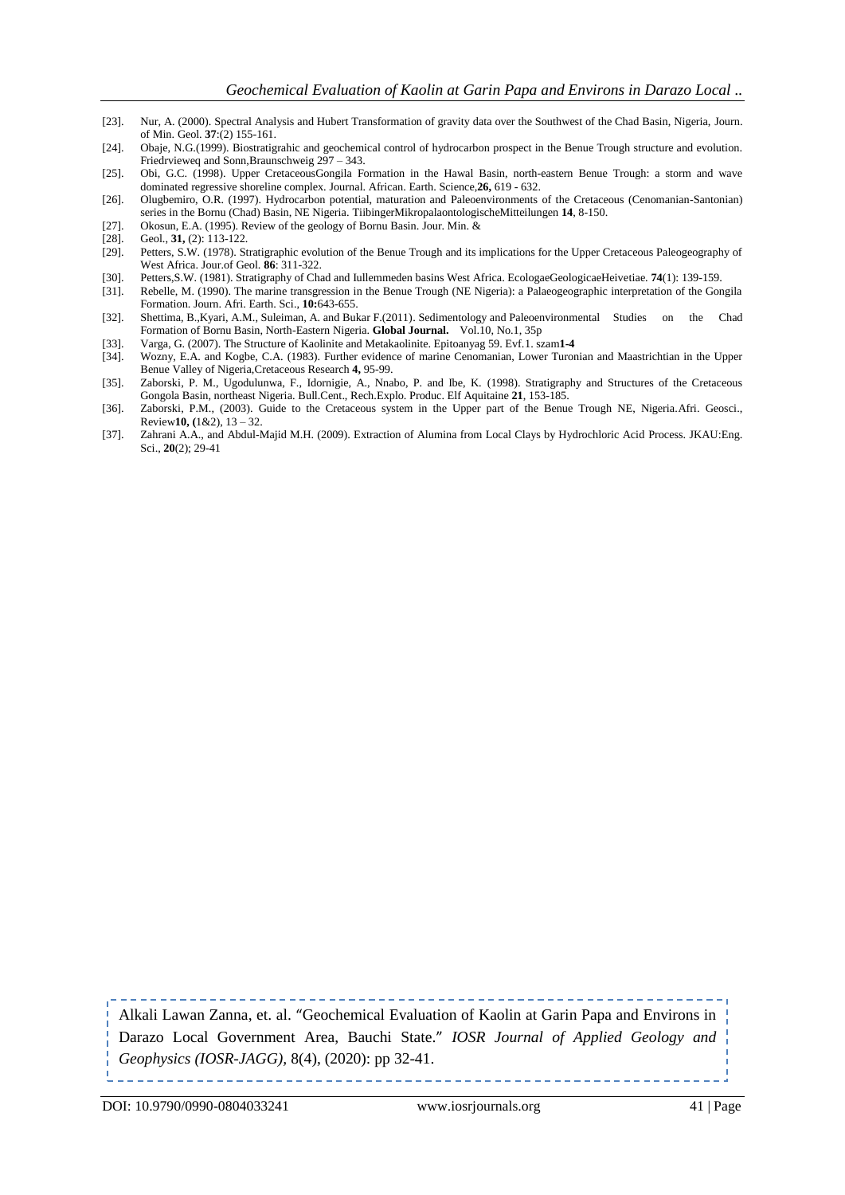[23]. Nur, A. (2000). Spectral Analysis and Hubert Transformation of gravity data over the Southwest of the Chad Basin, Nigeria, Journ. of Min. Geol. **37**:(2) 155-161.

[24]. Obaje, N.G.(1999). Biostratigrahic and geochemical control of hydrocarbon prospect in the Benue Trough structure and evolution. Friedrvieweq and Sonn,Braunschweig 297 – 343.

[25]. Obi, G.C. (1998). Upper CretaceousGongila Formation in the Hawal Basin, north-eastern Benue Trough: a storm and wave dominated regressive shoreline complex. Journal. African. Earth. Science,**26,** 619 - 632.

[26]. Olugbemiro, O.R. (1997). Hydrocarbon potential, maturation and Paleoenvironments of the Cretaceous (Cenomanian-Santonian) series in the Bornu (Chad) Basin, NE Nigeria. TiibingerMikropalaontologischeMitteilungen **14**, 8-150.

[27]. Okosun, E.A. (1995). Review of the geology of Bornu Basin. Jour. Min. &

[28]. Geol., **31,** (2): 113-122.

[29]. Petters, S.W. (1978). Stratigraphic evolution of the Benue Trough and its implications for the Upper Cretaceous Paleogeography of West Africa. Jour.of Geol. **86**: 311-322.

[30]. Petters,S.W. (1981). Stratigraphy of Chad and Iullemmeden basins West Africa. EcologaeGeologicaeHeivetiae. **74**(1): 139-159.

[31]. Rebelle, M. (1990). The marine transgression in the Benue Trough (NE Nigeria): a Palaeogeographic interpretation of the Gongila Formation. Journ. Afri. Earth. Sci., **10:**643-655.

[32]. Shettima, B.,Kyari, A.M., Suleiman, A. and Bukar F.(2011). Sedimentology and Paleoenvironmental Studies on the Chad Formation of Bornu Basin, North-Eastern Nigeria. **Global Journal.** Vol.10, No.1, 35p

[33]. Varga, G. (2007). The Structure of Kaolinite and Metakaolinite. Epitoanyag 59. Evf.1. szam**1-4**

[34]. Wozny, E.A. and Kogbe, C.A. (1983). Further evidence of marine Cenomanian, Lower Turonian and Maastrichtian in the Upper Benue Valley of Nigeria,Cretaceous Research **4,** 95-99.

[35]. Zaborski, P. M., Ugodulunwa, F., Idornigie, A., Nnabo, P. and Ibe, K. (1998). Stratigraphy and Structures of the Cretaceous Gongola Basin, northeast Nigeria. Bull.Cent., Rech.Explo. Produc. Elf Aquitaine **21**, 153-185.

[36]. Zaborski, P.M., (2003). Guide to the Cretaceous system in the Upper part of the Benue Trough NE, Nigeria.Afri. Geosci., Review**10, (**1&2), 13 – 32.

[37]. Zahrani A.A., and Abdul-Majid M.H. (2009). Extraction of Alumina from Local Clays by Hydrochloric Acid Process. JKAU:Eng. Sci., **20**(2); 29-41

Alkali Lawan Zanna, et. al. "Geochemical Evaluation of Kaolin at Garin Papa and Environs in Darazo Local Government Area, Bauchi State." *IOSR Journal of Applied Geology and Geophysics (IOSR-JAGG)*, 8(4), (2020): pp 32-41.